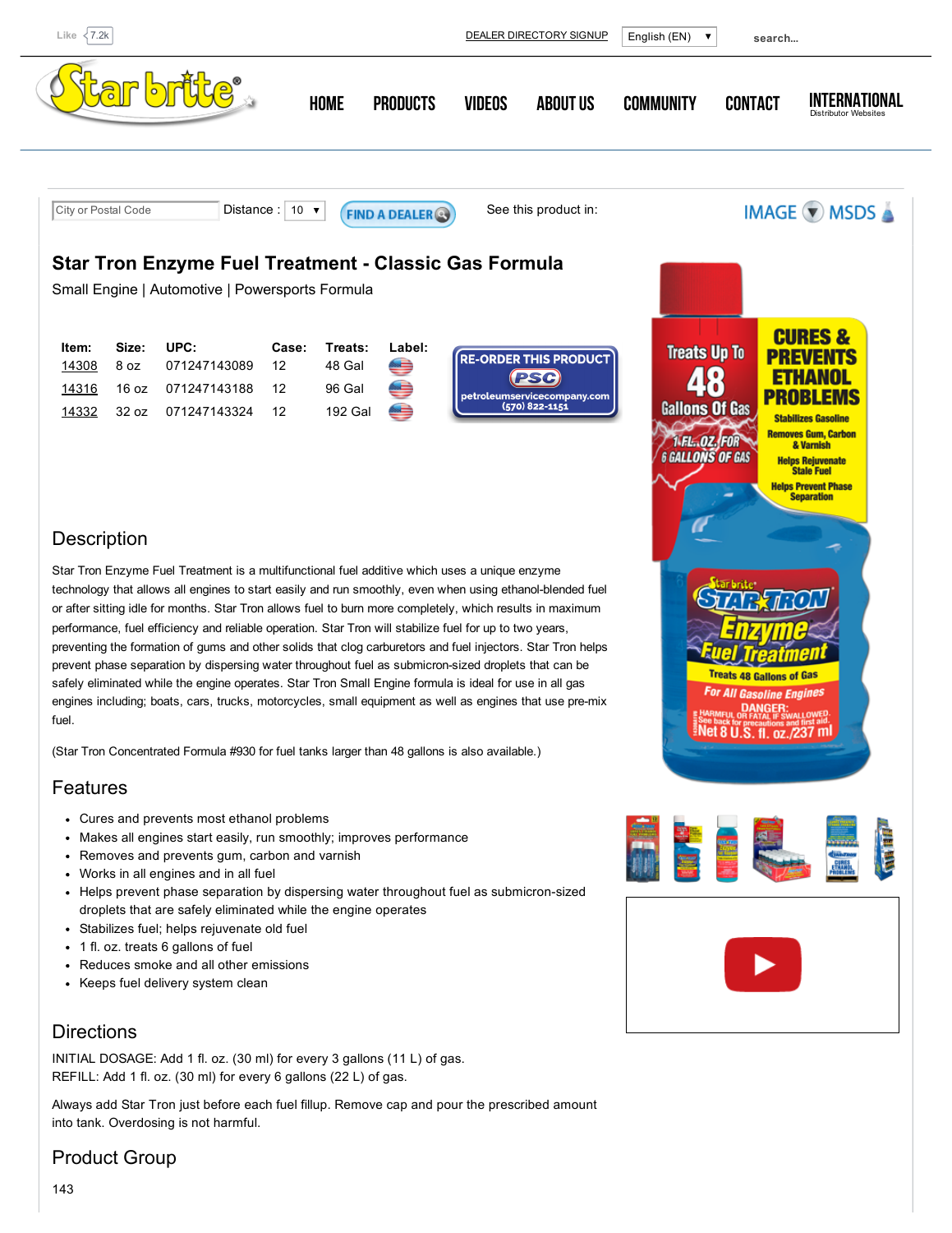Like 7.2k

DEALER DIRECTORY SIGNUP | English (EN) | search...

HOME | PRODUCTS | VIDEOS | ABOUT US | COMMUNITY | CONTACT | INTERNATIONAL Distributor Websites

City or Postal Code | Distance : 10 | FIND A DEALER

See this product in: IMAGE MSDS

# Star Tron Enzyme Fuel Treatment - Classic Gas Formula

Small Engine | Automotive | Powersports Formula

| Item: | Size: | UPC: | Case: | Treats: | Label: |
|---|---|---|---|---|---|
| 14308 | 8 oz | 071247143089 | 12 | 48 Gal | |
| 14316 | 16 oz | 071247143188 | 12 | 96 Gal | |
| 14332 | 32 oz | 071247143324 | 12 | 192 Gal | |

RE-ORDER THIS PRODUCT
PSC
petroleumservicecompany.com
(570) 822-1151

## Description

Star Tron Enzyme Fuel Treatment is a multifunctional fuel additive which uses a unique enzyme technology that allows all engines to start easily and run smoothly, even when using ethanol-blended fuel or after sitting idle for months. Star Tron allows fuel to burn more completely, which results in maximum performance, fuel efficiency and reliable operation. Star Tron will stabilize fuel for up to two years, preventing the formation of gums and other solids that clog carburetors and fuel injectors. Star Tron helps prevent phase separation by dispersing water throughout fuel as submicron-sized droplets that can be safely eliminated while the engine operates. Star Tron Small Engine formula is ideal for use in all gas engines including; boats, cars, trucks, motorcycles, small equipment as well as engines that use pre-mix fuel.

(Star Tron Concentrated Formula #930 for fuel tanks larger than 48 gallons is also available.)

## Features

- Cures and prevents most ethanol problems
- Makes all engines start easily, run smoothly; improves performance
- Removes and prevents gum, carbon and varnish
- Works in all engines and in all fuel
- Helps prevent phase separation by dispersing water throughout fuel as submicron-sized droplets that are safely eliminated while the engine operates
- Stabilizes fuel; helps rejuvenate old fuel
- 1 fl. oz. treats 6 gallons of fuel
- Reduces smoke and all other emissions
- Keeps fuel delivery system clean

## Directions

INITIAL DOSAGE: Add 1 fl. oz. (30 ml) for every 3 gallons (11 L) of gas.
REFILL: Add 1 fl. oz. (30 ml) for every 6 gallons (22 L) of gas.

Always add Star Tron just before each fuel fillup. Remove cap and pour the prescribed amount into tank. Overdosing is not harmful.

## Product Group

143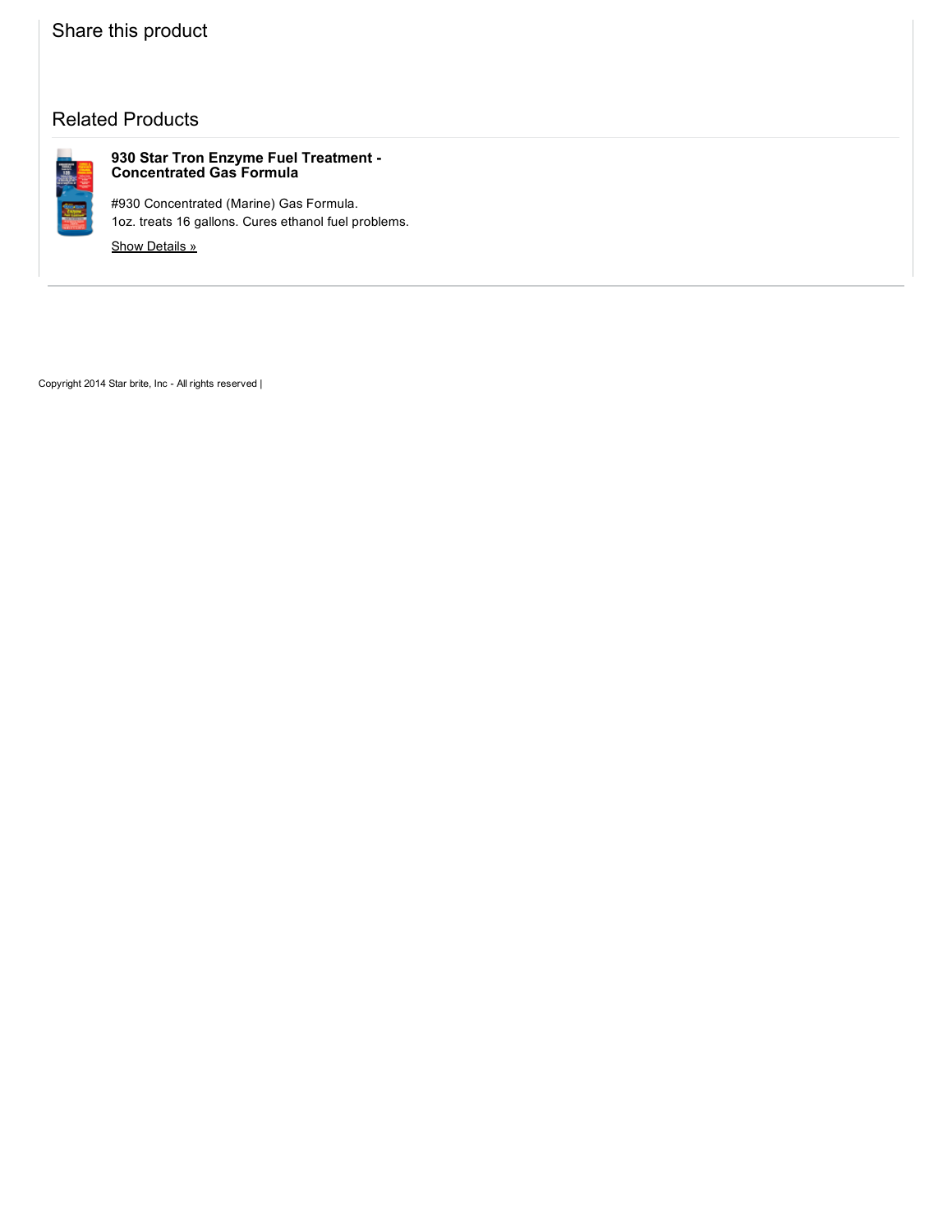## Share this product

## Related Products

**930 Star Tron Enzyme Fuel Treatment - Concentrated Gas Formula**

#930 Concentrated (Marine) Gas Formula.
1oz. treats 16 gallons. Cures ethanol fuel problems.

Show Details »

Copyright 2014 Star brite, Inc - All rights reserved |